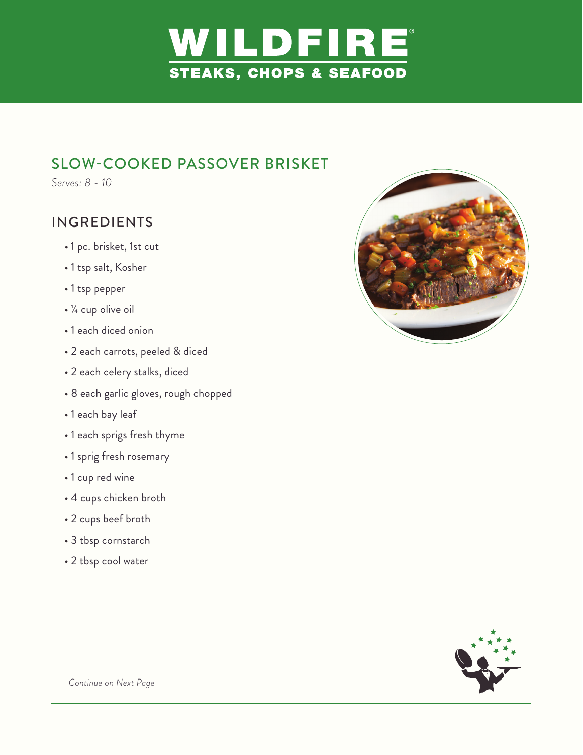# WILDFIRE®

**STEAKS, CHOPS & SEAFOOD**

## SLOW-COOKED PASSOVER BRISKET

*Serves: 8 - 10*

### INGREDIENTS

- 1 pc. brisket, 1st cut
- 1 tsp salt, Kosher
- 1 tsp pepper
- ¼ cup olive oil
- 1 each diced onion
- 2 each carrots, peeled & diced
- 2 each celery stalks, diced
- 8 each garlic gloves, rough chopped
- 1 each bay leaf
- 1 each sprigs fresh thyme
- 1 sprig fresh rosemary
- 1 cup red wine
- 4 cups chicken broth
- 2 cups beef broth
- 3 tbsp cornstarch
- 2 tbsp cool water

*Continue on Next Page*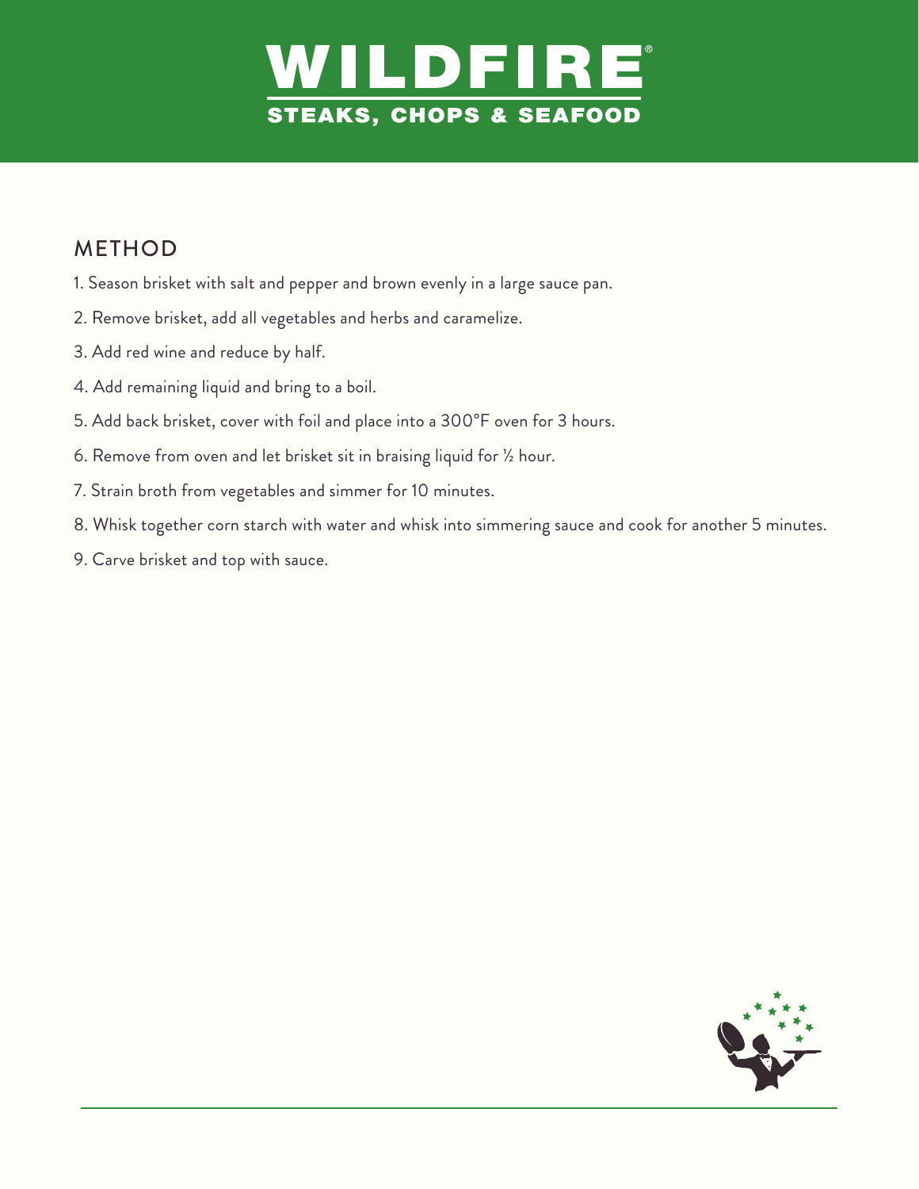# WILDFIRE®

## STEAKS, CHOPS & SEAFOOD

## METHOD

1. Season brisket with salt and pepper and brown evenly in a large sauce pan.
2. Remove brisket, add all vegetables and herbs and caramelize.
3. Add red wine and reduce by half.
4. Add remaining liquid and bring to a boil.
5. Add back brisket, cover with foil and place into a 300°F oven for 3 hours.
6. Remove from oven and let brisket sit in braising liquid for ½ hour.
7. Strain broth from vegetables and simmer for 10 minutes.
8. Whisk together corn starch with water and whisk into simmering sauce and cook for another 5 minutes.
9. Carve brisket and top with sauce.